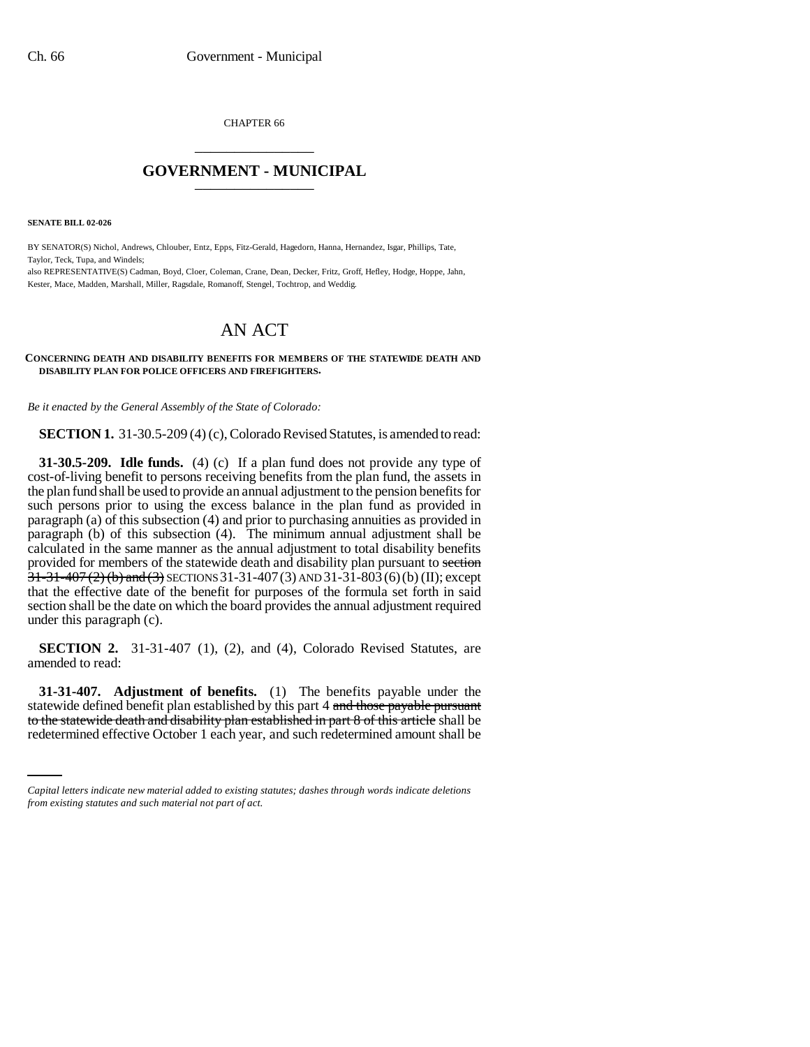CHAPTER 66

## GOVERNMENT - MUNICIPAL

**SENATE BILL 02-026**

BY SENATOR(S) Nichol, Andrews, Chlouber, Entz, Epps, Fitz-Gerald, Hagedorn, Hanna, Hernandez, Isgar, Phillips, Tate, Taylor, Teck, Tupa, and Windels;
also REPRESENTATIVE(S) Cadman, Boyd, Cloer, Coleman, Crane, Dean, Decker, Fritz, Groff, Hefley, Hodge, Hoppe, Jahn, Kester, Mace, Madden, Marshall, Miller, Ragsdale, Romanoff, Stengel, Tochtrop, and Weddig.

# AN ACT

**CONCERNING DEATH AND DISABILITY BENEFITS FOR MEMBERS OF THE STATEWIDE DEATH AND DISABILITY PLAN FOR POLICE OFFICERS AND FIREFIGHTERS.**

*Be it enacted by the General Assembly of the State of Colorado:*

**SECTION 1.** 31-30.5-209 (4) (c), Colorado Revised Statutes, is amended to read:

**31-30.5-209. Idle funds.** (4) (c) If a plan fund does not provide any type of cost-of-living benefit to persons receiving benefits from the plan fund, the assets in the plan fund shall be used to provide an annual adjustment to the pension benefits for such persons prior to using the excess balance in the plan fund as provided in paragraph (a) of this subsection (4) and prior to purchasing annuities as provided in paragraph (b) of this subsection (4). The minimum annual adjustment shall be calculated in the same manner as the annual adjustment to total disability benefits provided for members of the statewide death and disability plan pursuant to ~~section 31-31-407 (2) (b) and (3)~~ SECTIONS 31-31-407 (3) AND 31-31-803 (6) (b) (II); except that the effective date of the benefit for purposes of the formula set forth in said section shall be the date on which the board provides the annual adjustment required under this paragraph (c).

**SECTION 2.** 31-31-407 (1), (2), and (4), Colorado Revised Statutes, are amended to read:

**31-31-407. Adjustment of benefits.** (1) The benefits payable under the statewide defined benefit plan established by this part 4 ~~and those payable pursuant to the statewide death and disability plan established in part 8 of this article~~ shall be redetermined effective October 1 each year, and such redetermined amount shall be

*Capital letters indicate new material added to existing statutes; dashes through words indicate deletions from existing statutes and such material not part of act.*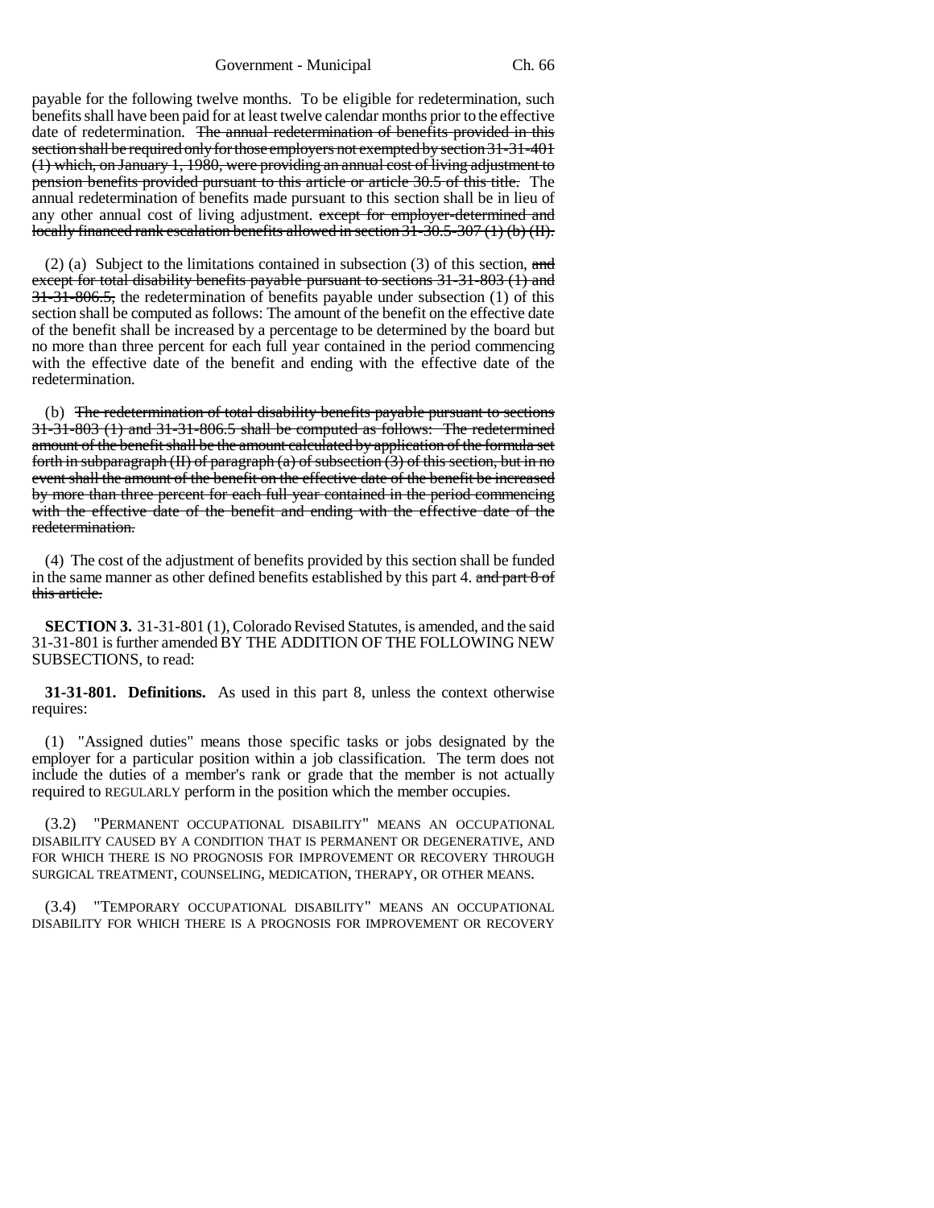payable for the following twelve months. To be eligible for redetermination, such benefits shall have been paid for at least twelve calendar months prior to the effective date of redetermination. ~~The annual redetermination of benefits provided in this section shall be required only for those employers not exempted by section 31-31-401 (1) which, on January 1, 1980, were providing an annual cost of living adjustment to pension benefits provided pursuant to this article or article 30.5 of this title.~~ The annual redetermination of benefits made pursuant to this section shall be in lieu of any other annual cost of living adjustment. ~~except for employer-determined and locally financed rank escalation benefits allowed in section 31-30.5-307 (1) (b) (II).~~

(2) (a) Subject to the limitations contained in subsection (3) of this section, ~~and except for total disability benefits payable pursuant to sections 31-31-803 (1) and 31-31-806.5,~~ the redetermination of benefits payable under subsection (1) of this section shall be computed as follows: The amount of the benefit on the effective date of the benefit shall be increased by a percentage to be determined by the board but no more than three percent for each full year contained in the period commencing with the effective date of the benefit and ending with the effective date of the redetermination.

(b) ~~The redetermination of total disability benefits payable pursuant to sections 31-31-803 (1) and 31-31-806.5 shall be computed as follows: The redetermined amount of the benefit shall be the amount calculated by application of the formula set forth in subparagraph (II) of paragraph (a) of subsection (3) of this section, but in no event shall the amount of the benefit on the effective date of the benefit be increased by more than three percent for each full year contained in the period commencing with the effective date of the benefit and ending with the effective date of the redetermination.~~

(4) The cost of the adjustment of benefits provided by this section shall be funded in the same manner as other defined benefits established by this part 4. ~~and part 8 of this article.~~

**SECTION 3.** 31-31-801 (1), Colorado Revised Statutes, is amended, and the said 31-31-801 is further amended BY THE ADDITION OF THE FOLLOWING NEW SUBSECTIONS, to read:

**31-31-801. Definitions.** As used in this part 8, unless the context otherwise requires:

(1) "Assigned duties" means those specific tasks or jobs designated by the employer for a particular position within a job classification. The term does not include the duties of a member's rank or grade that the member is not actually required to REGULARLY perform in the position which the member occupies.

(3.2) "PERMANENT OCCUPATIONAL DISABILITY" MEANS AN OCCUPATIONAL DISABILITY CAUSED BY A CONDITION THAT IS PERMANENT OR DEGENERATIVE, AND FOR WHICH THERE IS NO PROGNOSIS FOR IMPROVEMENT OR RECOVERY THROUGH SURGICAL TREATMENT, COUNSELING, MEDICATION, THERAPY, OR OTHER MEANS.

(3.4) "TEMPORARY OCCUPATIONAL DISABILITY" MEANS AN OCCUPATIONAL DISABILITY FOR WHICH THERE IS A PROGNOSIS FOR IMPROVEMENT OR RECOVERY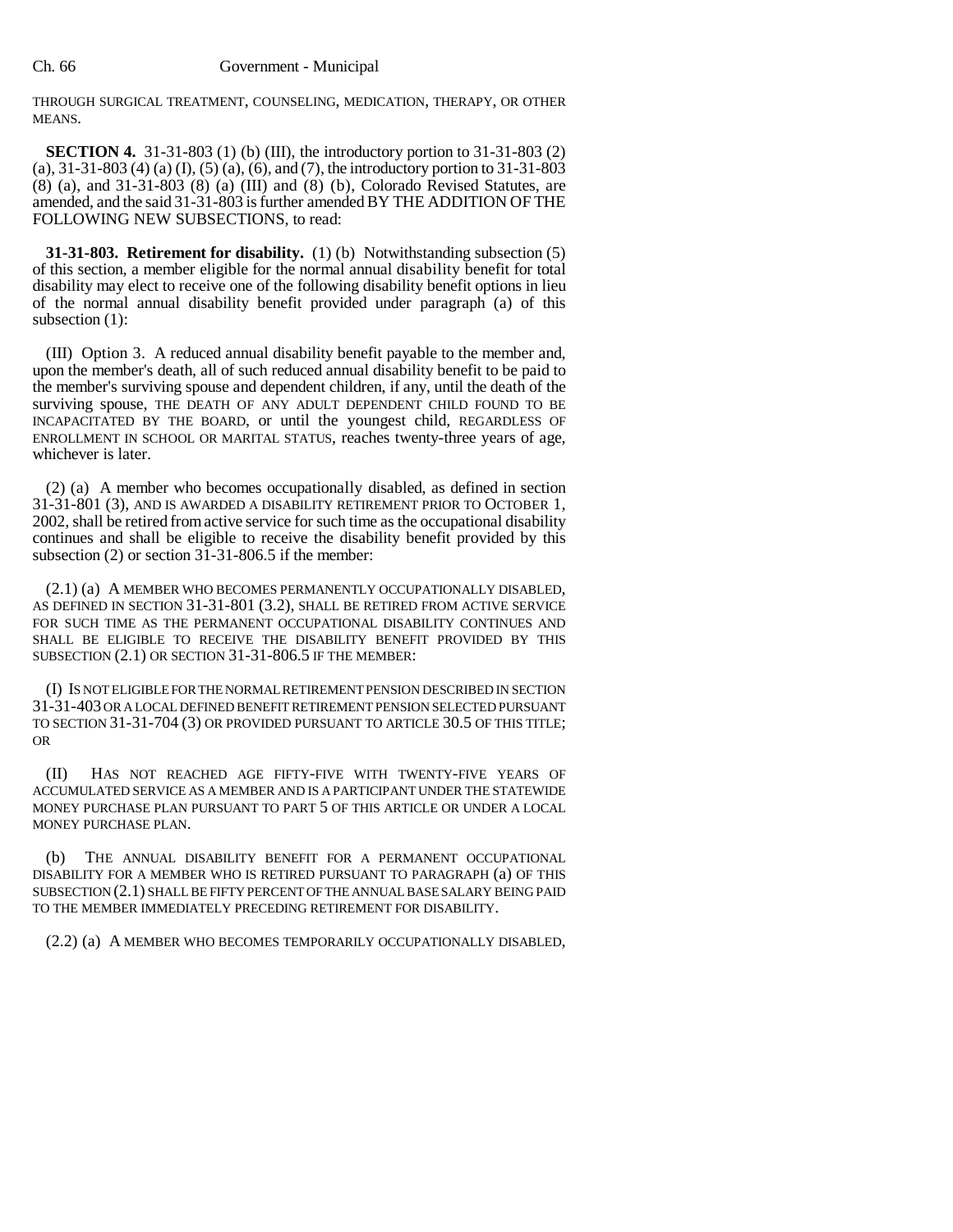THROUGH SURGICAL TREATMENT, COUNSELING, MEDICATION, THERAPY, OR OTHER MEANS.

**SECTION 4.** 31-31-803 (1) (b) (III), the introductory portion to 31-31-803 (2) (a), 31-31-803 (4) (a) (I), (5) (a), (6), and (7), the introductory portion to 31-31-803 (8) (a), and 31-31-803 (8) (a) (III) and (8) (b), Colorado Revised Statutes, are amended, and the said 31-31-803 is further amended BY THE ADDITION OF THE FOLLOWING NEW SUBSECTIONS, to read:

**31-31-803. Retirement for disability.** (1) (b) Notwithstanding subsection (5) of this section, a member eligible for the normal annual disability benefit for total disability may elect to receive one of the following disability benefit options in lieu of the normal annual disability benefit provided under paragraph (a) of this subsection (1):

(III) Option 3. A reduced annual disability benefit payable to the member and, upon the member's death, all of such reduced annual disability benefit to be paid to the member's surviving spouse and dependent children, if any, until the death of the surviving spouse, THE DEATH OF ANY ADULT DEPENDENT CHILD FOUND TO BE INCAPACITATED BY THE BOARD, or until the youngest child, REGARDLESS OF ENROLLMENT IN SCHOOL OR MARITAL STATUS, reaches twenty-three years of age, whichever is later.

(2) (a) A member who becomes occupationally disabled, as defined in section 31-31-801 (3), AND IS AWARDED A DISABILITY RETIREMENT PRIOR TO OCTOBER 1, 2002, shall be retired from active service for such time as the occupational disability continues and shall be eligible to receive the disability benefit provided by this subsection (2) or section 31-31-806.5 if the member:

(2.1) (a) A MEMBER WHO BECOMES PERMANENTLY OCCUPATIONALLY DISABLED, AS DEFINED IN SECTION 31-31-801 (3.2), SHALL BE RETIRED FROM ACTIVE SERVICE FOR SUCH TIME AS THE PERMANENT OCCUPATIONAL DISABILITY CONTINUES AND SHALL BE ELIGIBLE TO RECEIVE THE DISABILITY BENEFIT PROVIDED BY THIS SUBSECTION (2.1) OR SECTION 31-31-806.5 IF THE MEMBER:

(I) IS NOT ELIGIBLE FOR THE NORMAL RETIREMENT PENSION DESCRIBED IN SECTION 31-31-403 OR A LOCAL DEFINED BENEFIT RETIREMENT PENSION SELECTED PURSUANT TO SECTION 31-31-704 (3) OR PROVIDED PURSUANT TO ARTICLE 30.5 OF THIS TITLE; OR

(II) HAS NOT REACHED AGE FIFTY-FIVE WITH TWENTY-FIVE YEARS OF ACCUMULATED SERVICE AS A MEMBER AND IS A PARTICIPANT UNDER THE STATEWIDE MONEY PURCHASE PLAN PURSUANT TO PART 5 OF THIS ARTICLE OR UNDER A LOCAL MONEY PURCHASE PLAN.

(b) THE ANNUAL DISABILITY BENEFIT FOR A PERMANENT OCCUPATIONAL DISABILITY FOR A MEMBER WHO IS RETIRED PURSUANT TO PARAGRAPH (a) OF THIS SUBSECTION (2.1) SHALL BE FIFTY PERCENT OF THE ANNUAL BASE SALARY BEING PAID TO THE MEMBER IMMEDIATELY PRECEDING RETIREMENT FOR DISABILITY.

(2.2) (a) A MEMBER WHO BECOMES TEMPORARILY OCCUPATIONALLY DISABLED,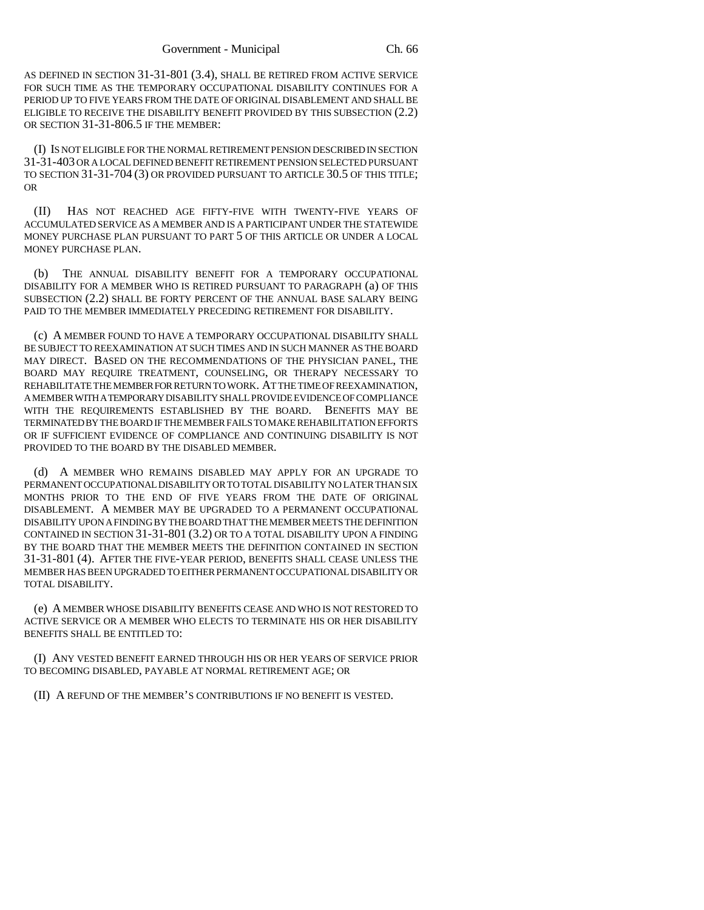AS DEFINED IN SECTION 31-31-801 (3.4), SHALL BE RETIRED FROM ACTIVE SERVICE FOR SUCH TIME AS THE TEMPORARY OCCUPATIONAL DISABILITY CONTINUES FOR A PERIOD UP TO FIVE YEARS FROM THE DATE OF ORIGINAL DISABLEMENT AND SHALL BE ELIGIBLE TO RECEIVE THE DISABILITY BENEFIT PROVIDED BY THIS SUBSECTION (2.2) OR SECTION 31-31-806.5 IF THE MEMBER:

(I) IS NOT ELIGIBLE FOR THE NORMAL RETIREMENT PENSION DESCRIBED IN SECTION 31-31-403 OR A LOCAL DEFINED BENEFIT RETIREMENT PENSION SELECTED PURSUANT TO SECTION 31-31-704 (3) OR PROVIDED PURSUANT TO ARTICLE 30.5 OF THIS TITLE; OR

(II) HAS NOT REACHED AGE FIFTY-FIVE WITH TWENTY-FIVE YEARS OF ACCUMULATED SERVICE AS A MEMBER AND IS A PARTICIPANT UNDER THE STATEWIDE MONEY PURCHASE PLAN PURSUANT TO PART 5 OF THIS ARTICLE OR UNDER A LOCAL MONEY PURCHASE PLAN.

(b) THE ANNUAL DISABILITY BENEFIT FOR A TEMPORARY OCCUPATIONAL DISABILITY FOR A MEMBER WHO IS RETIRED PURSUANT TO PARAGRAPH (a) OF THIS SUBSECTION (2.2) SHALL BE FORTY PERCENT OF THE ANNUAL BASE SALARY BEING PAID TO THE MEMBER IMMEDIATELY PRECEDING RETIREMENT FOR DISABILITY.

(c) A MEMBER FOUND TO HAVE A TEMPORARY OCCUPATIONAL DISABILITY SHALL BE SUBJECT TO REEXAMINATION AT SUCH TIMES AND IN SUCH MANNER AS THE BOARD MAY DIRECT. BASED ON THE RECOMMENDATIONS OF THE PHYSICIAN PANEL, THE BOARD MAY REQUIRE TREATMENT, COUNSELING, OR THERAPY NECESSARY TO REHABILITATE THE MEMBER FOR RETURN TO WORK. AT THE TIME OF REEXAMINATION, A MEMBER WITH A TEMPORARY DISABILITY SHALL PROVIDE EVIDENCE OF COMPLIANCE WITH THE REQUIREMENTS ESTABLISHED BY THE BOARD. BENEFITS MAY BE TERMINATED BY THE BOARD IF THE MEMBER FAILS TO MAKE REHABILITATION EFFORTS OR IF SUFFICIENT EVIDENCE OF COMPLIANCE AND CONTINUING DISABILITY IS NOT PROVIDED TO THE BOARD BY THE DISABLED MEMBER.

(d) A MEMBER WHO REMAINS DISABLED MAY APPLY FOR AN UPGRADE TO PERMANENT OCCUPATIONAL DISABILITY OR TO TOTAL DISABILITY NO LATER THAN SIX MONTHS PRIOR TO THE END OF FIVE YEARS FROM THE DATE OF ORIGINAL DISABLEMENT. A MEMBER MAY BE UPGRADED TO A PERMANENT OCCUPATIONAL DISABILITY UPON A FINDING BY THE BOARD THAT THE MEMBER MEETS THE DEFINITION CONTAINED IN SECTION 31-31-801 (3.2) OR TO A TOTAL DISABILITY UPON A FINDING BY THE BOARD THAT THE MEMBER MEETS THE DEFINITION CONTAINED IN SECTION 31-31-801 (4). AFTER THE FIVE-YEAR PERIOD, BENEFITS SHALL CEASE UNLESS THE MEMBER HAS BEEN UPGRADED TO EITHER PERMANENT OCCUPATIONAL DISABILITY OR TOTAL DISABILITY.

(e) A MEMBER WHOSE DISABILITY BENEFITS CEASE AND WHO IS NOT RESTORED TO ACTIVE SERVICE OR A MEMBER WHO ELECTS TO TERMINATE HIS OR HER DISABILITY BENEFITS SHALL BE ENTITLED TO:

(I) ANY VESTED BENEFIT EARNED THROUGH HIS OR HER YEARS OF SERVICE PRIOR TO BECOMING DISABLED, PAYABLE AT NORMAL RETIREMENT AGE; OR

(II) A REFUND OF THE MEMBER'S CONTRIBUTIONS IF NO BENEFIT IS VESTED.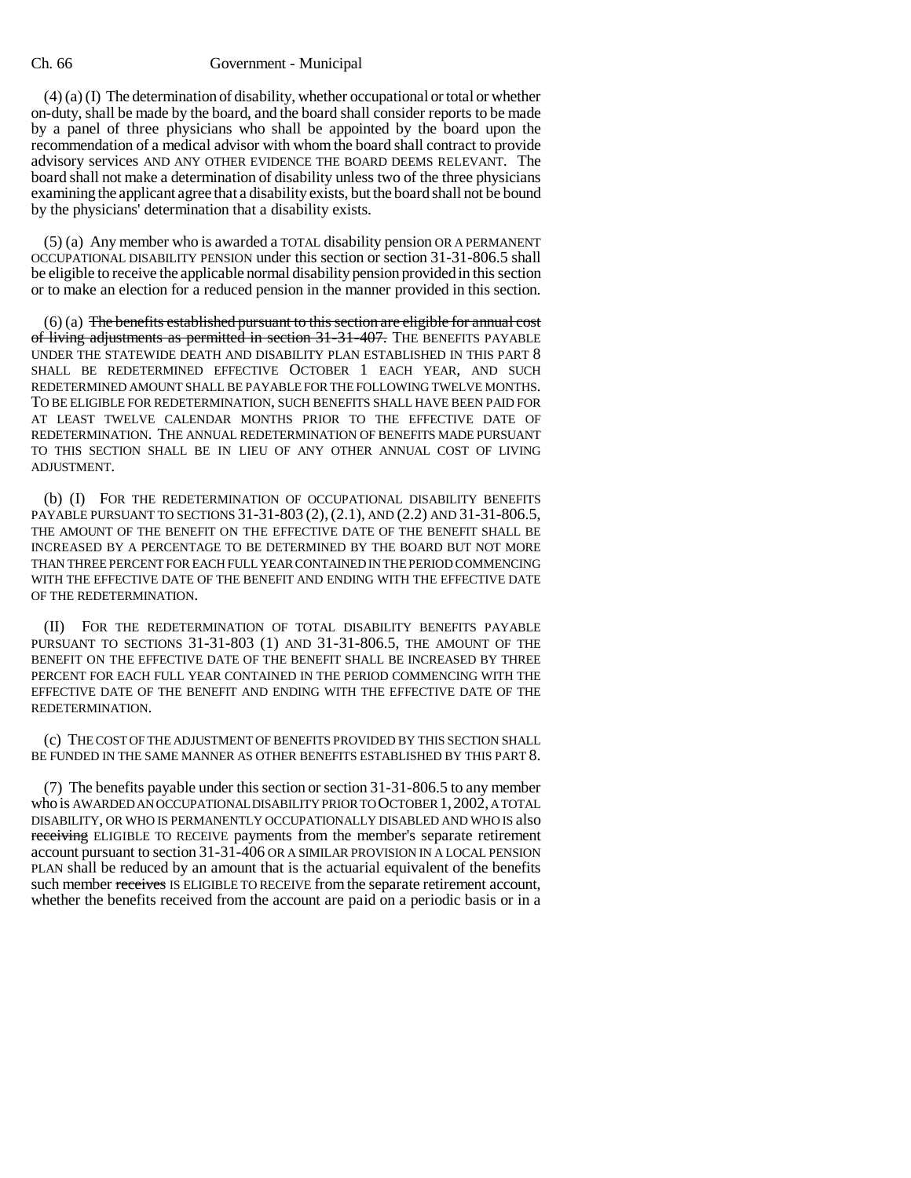(4) (a) (I) The determination of disability, whether occupational or total or whether on-duty, shall be made by the board, and the board shall consider reports to be made by a panel of three physicians who shall be appointed by the board upon the recommendation of a medical advisor with whom the board shall contract to provide advisory services AND ANY OTHER EVIDENCE THE BOARD DEEMS RELEVANT. The board shall not make a determination of disability unless two of the three physicians examining the applicant agree that a disability exists, but the board shall not be bound by the physicians' determination that a disability exists.

(5) (a) Any member who is awarded a TOTAL disability pension OR A PERMANENT OCCUPATIONAL DISABILITY PENSION under this section or section 31-31-806.5 shall be eligible to receive the applicable normal disability pension provided in this section or to make an election for a reduced pension in the manner provided in this section.

(6) (a) ~~The benefits established pursuant to this section are eligible for annual cost of living adjustments as permitted in section 31-31-407.~~ THE BENEFITS PAYABLE UNDER THE STATEWIDE DEATH AND DISABILITY PLAN ESTABLISHED IN THIS PART 8 SHALL BE REDETERMINED EFFECTIVE OCTOBER 1 EACH YEAR, AND SUCH REDETERMINED AMOUNT SHALL BE PAYABLE FOR THE FOLLOWING TWELVE MONTHS. TO BE ELIGIBLE FOR REDETERMINATION, SUCH BENEFITS SHALL HAVE BEEN PAID FOR AT LEAST TWELVE CALENDAR MONTHS PRIOR TO THE EFFECTIVE DATE OF REDETERMINATION. THE ANNUAL REDETERMINATION OF BENEFITS MADE PURSUANT TO THIS SECTION SHALL BE IN LIEU OF ANY OTHER ANNUAL COST OF LIVING ADJUSTMENT.

(b) (I) FOR THE REDETERMINATION OF OCCUPATIONAL DISABILITY BENEFITS PAYABLE PURSUANT TO SECTIONS 31-31-803 (2), (2.1), AND (2.2) AND 31-31-806.5, THE AMOUNT OF THE BENEFIT ON THE EFFECTIVE DATE OF THE BENEFIT SHALL BE INCREASED BY A PERCENTAGE TO BE DETERMINED BY THE BOARD BUT NOT MORE THAN THREE PERCENT FOR EACH FULL YEAR CONTAINED IN THE PERIOD COMMENCING WITH THE EFFECTIVE DATE OF THE BENEFIT AND ENDING WITH THE EFFECTIVE DATE OF THE REDETERMINATION.

(II) FOR THE REDETERMINATION OF TOTAL DISABILITY BENEFITS PAYABLE PURSUANT TO SECTIONS 31-31-803 (1) AND 31-31-806.5, THE AMOUNT OF THE BENEFIT ON THE EFFECTIVE DATE OF THE BENEFIT SHALL BE INCREASED BY THREE PERCENT FOR EACH FULL YEAR CONTAINED IN THE PERIOD COMMENCING WITH THE EFFECTIVE DATE OF THE BENEFIT AND ENDING WITH THE EFFECTIVE DATE OF THE REDETERMINATION.

(c) THE COST OF THE ADJUSTMENT OF BENEFITS PROVIDED BY THIS SECTION SHALL BE FUNDED IN THE SAME MANNER AS OTHER BENEFITS ESTABLISHED BY THIS PART 8.

(7) The benefits payable under this section or section 31-31-806.5 to any member who is AWARDED AN OCCUPATIONAL DISABILITY PRIOR TO OCTOBER 1, 2002, A TOTAL DISABILITY, OR WHO IS PERMANENTLY OCCUPATIONALLY DISABLED AND WHO IS also ~~receiving~~ ELIGIBLE TO RECEIVE payments from the member's separate retirement account pursuant to section 31-31-406 OR A SIMILAR PROVISION IN A LOCAL PENSION PLAN shall be reduced by an amount that is the actuarial equivalent of the benefits such member ~~receives~~ IS ELIGIBLE TO RECEIVE from the separate retirement account, whether the benefits received from the account are paid on a periodic basis or in a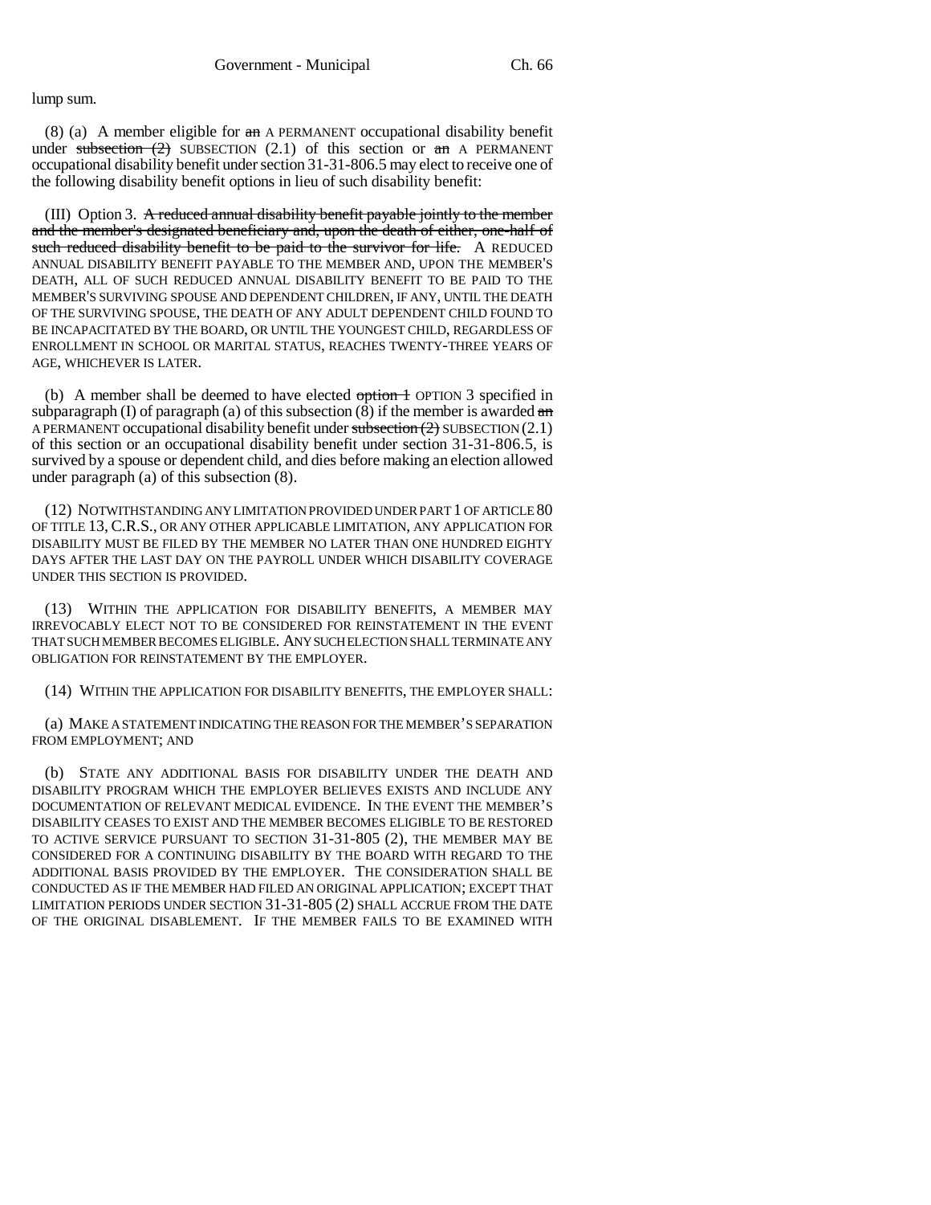lump sum.

(8) (a) A member eligible for ~~an~~ A PERMANENT occupational disability benefit under ~~subsection (2)~~ SUBSECTION (2.1) of this section or ~~an~~ A PERMANENT occupational disability benefit under section 31-31-806.5 may elect to receive one of the following disability benefit options in lieu of such disability benefit:

(III) Option 3. ~~A reduced annual disability benefit payable jointly to the member and the member's designated beneficiary and, upon the death of either, one-half of such reduced disability benefit to be paid to the survivor for life.~~ A REDUCED ANNUAL DISABILITY BENEFIT PAYABLE TO THE MEMBER AND, UPON THE MEMBER'S DEATH, ALL OF SUCH REDUCED ANNUAL DISABILITY BENEFIT TO BE PAID TO THE MEMBER'S SURVIVING SPOUSE AND DEPENDENT CHILDREN, IF ANY, UNTIL THE DEATH OF THE SURVIVING SPOUSE, THE DEATH OF ANY ADULT DEPENDENT CHILD FOUND TO BE INCAPACITATED BY THE BOARD, OR UNTIL THE YOUNGEST CHILD, REGARDLESS OF ENROLLMENT IN SCHOOL OR MARITAL STATUS, REACHES TWENTY-THREE YEARS OF AGE, WHICHEVER IS LATER.

(b) A member shall be deemed to have elected ~~option 1~~ OPTION 3 specified in subparagraph (I) of paragraph (a) of this subsection (8) if the member is awarded ~~an~~ A PERMANENT occupational disability benefit under ~~subsection (2)~~ SUBSECTION (2.1) of this section or an occupational disability benefit under section 31-31-806.5, is survived by a spouse or dependent child, and dies before making an election allowed under paragraph (a) of this subsection (8).

(12) NOTWITHSTANDING ANY LIMITATION PROVIDED UNDER PART 1 OF ARTICLE 80 OF TITLE 13, C.R.S., OR ANY OTHER APPLICABLE LIMITATION, ANY APPLICATION FOR DISABILITY MUST BE FILED BY THE MEMBER NO LATER THAN ONE HUNDRED EIGHTY DAYS AFTER THE LAST DAY ON THE PAYROLL UNDER WHICH DISABILITY COVERAGE UNDER THIS SECTION IS PROVIDED.

(13) WITHIN THE APPLICATION FOR DISABILITY BENEFITS, A MEMBER MAY IRREVOCABLY ELECT NOT TO BE CONSIDERED FOR REINSTATEMENT IN THE EVENT THAT SUCH MEMBER BECOMES ELIGIBLE. ANY SUCH ELECTION SHALL TERMINATE ANY OBLIGATION FOR REINSTATEMENT BY THE EMPLOYER.

(14) WITHIN THE APPLICATION FOR DISABILITY BENEFITS, THE EMPLOYER SHALL:

(a) MAKE A STATEMENT INDICATING THE REASON FOR THE MEMBER'S SEPARATION FROM EMPLOYMENT; AND

(b) STATE ANY ADDITIONAL BASIS FOR DISABILITY UNDER THE DEATH AND DISABILITY PROGRAM WHICH THE EMPLOYER BELIEVES EXISTS AND INCLUDE ANY DOCUMENTATION OF RELEVANT MEDICAL EVIDENCE. IN THE EVENT THE MEMBER'S DISABILITY CEASES TO EXIST AND THE MEMBER BECOMES ELIGIBLE TO BE RESTORED TO ACTIVE SERVICE PURSUANT TO SECTION 31-31-805 (2), THE MEMBER MAY BE CONSIDERED FOR A CONTINUING DISABILITY BY THE BOARD WITH REGARD TO THE ADDITIONAL BASIS PROVIDED BY THE EMPLOYER. THE CONSIDERATION SHALL BE CONDUCTED AS IF THE MEMBER HAD FILED AN ORIGINAL APPLICATION; EXCEPT THAT LIMITATION PERIODS UNDER SECTION 31-31-805 (2) SHALL ACCRUE FROM THE DATE OF THE ORIGINAL DISABLEMENT. IF THE MEMBER FAILS TO BE EXAMINED WITH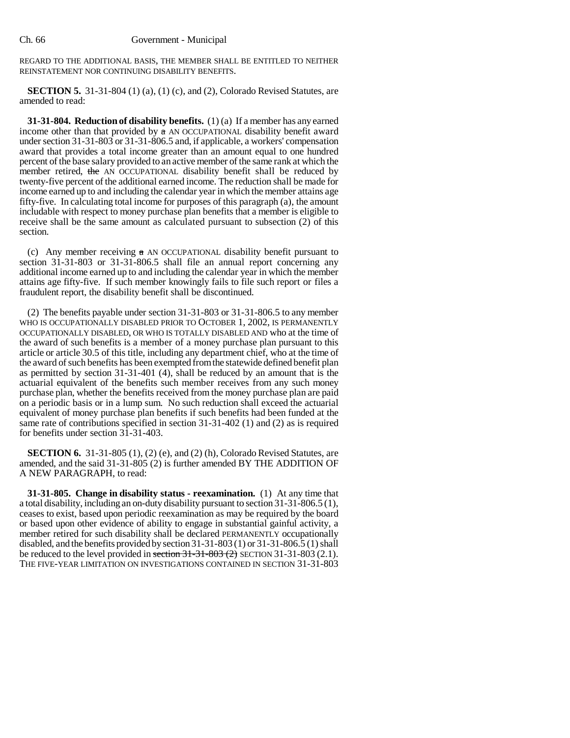REGARD TO THE ADDITIONAL BASIS, THE MEMBER SHALL BE ENTITLED TO NEITHER REINSTATEMENT NOR CONTINUING DISABILITY BENEFITS.

**SECTION 5.** 31-31-804 (1) (a), (1) (c), and (2), Colorado Revised Statutes, are amended to read:

**31-31-804. Reduction of disability benefits.** (1) (a) If a member has any earned income other than that provided by ~~a~~ AN OCCUPATIONAL disability benefit award under section 31-31-803 or 31-31-806.5 and, if applicable, a workers' compensation award that provides a total income greater than an amount equal to one hundred percent of the base salary provided to an active member of the same rank at which the member retired, ~~the~~ AN OCCUPATIONAL disability benefit shall be reduced by twenty-five percent of the additional earned income. The reduction shall be made for income earned up to and including the calendar year in which the member attains age fifty-five. In calculating total income for purposes of this paragraph (a), the amount includable with respect to money purchase plan benefits that a member is eligible to receive shall be the same amount as calculated pursuant to subsection (2) of this section.

(c) Any member receiving ~~a~~ AN OCCUPATIONAL disability benefit pursuant to section 31-31-803 or 31-31-806.5 shall file an annual report concerning any additional income earned up to and including the calendar year in which the member attains age fifty-five. If such member knowingly fails to file such report or files a fraudulent report, the disability benefit shall be discontinued.

(2) The benefits payable under section 31-31-803 or 31-31-806.5 to any member WHO IS OCCUPATIONALLY DISABLED PRIOR TO OCTOBER 1, 2002, IS PERMANENTLY OCCUPATIONALLY DISABLED, OR WHO IS TOTALLY DISABLED AND who at the time of the award of such benefits is a member of a money purchase plan pursuant to this article or article 30.5 of this title, including any department chief, who at the time of the award of such benefits has been exempted from the statewide defined benefit plan as permitted by section 31-31-401 (4), shall be reduced by an amount that is the actuarial equivalent of the benefits such member receives from any such money purchase plan, whether the benefits received from the money purchase plan are paid on a periodic basis or in a lump sum. No such reduction shall exceed the actuarial equivalent of money purchase plan benefits if such benefits had been funded at the same rate of contributions specified in section 31-31-402 (1) and (2) as is required for benefits under section 31-31-403.

**SECTION 6.** 31-31-805 (1), (2) (e), and (2) (h), Colorado Revised Statutes, are amended, and the said 31-31-805 (2) is further amended BY THE ADDITION OF A NEW PARAGRAPH, to read:

**31-31-805. Change in disability status - reexamination.** (1) At any time that a total disability, including an on-duty disability pursuant to section 31-31-806.5 (1), ceases to exist, based upon periodic reexamination as may be required by the board or based upon other evidence of ability to engage in substantial gainful activity, a member retired for such disability shall be declared PERMANENTLY occupationally disabled, and the benefits provided by section 31-31-803 (1) or 31-31-806.5 (1) shall be reduced to the level provided in ~~section 31-31-803 (2)~~ SECTION 31-31-803 (2.1). THE FIVE-YEAR LIMITATION ON INVESTIGATIONS CONTAINED IN SECTION 31-31-803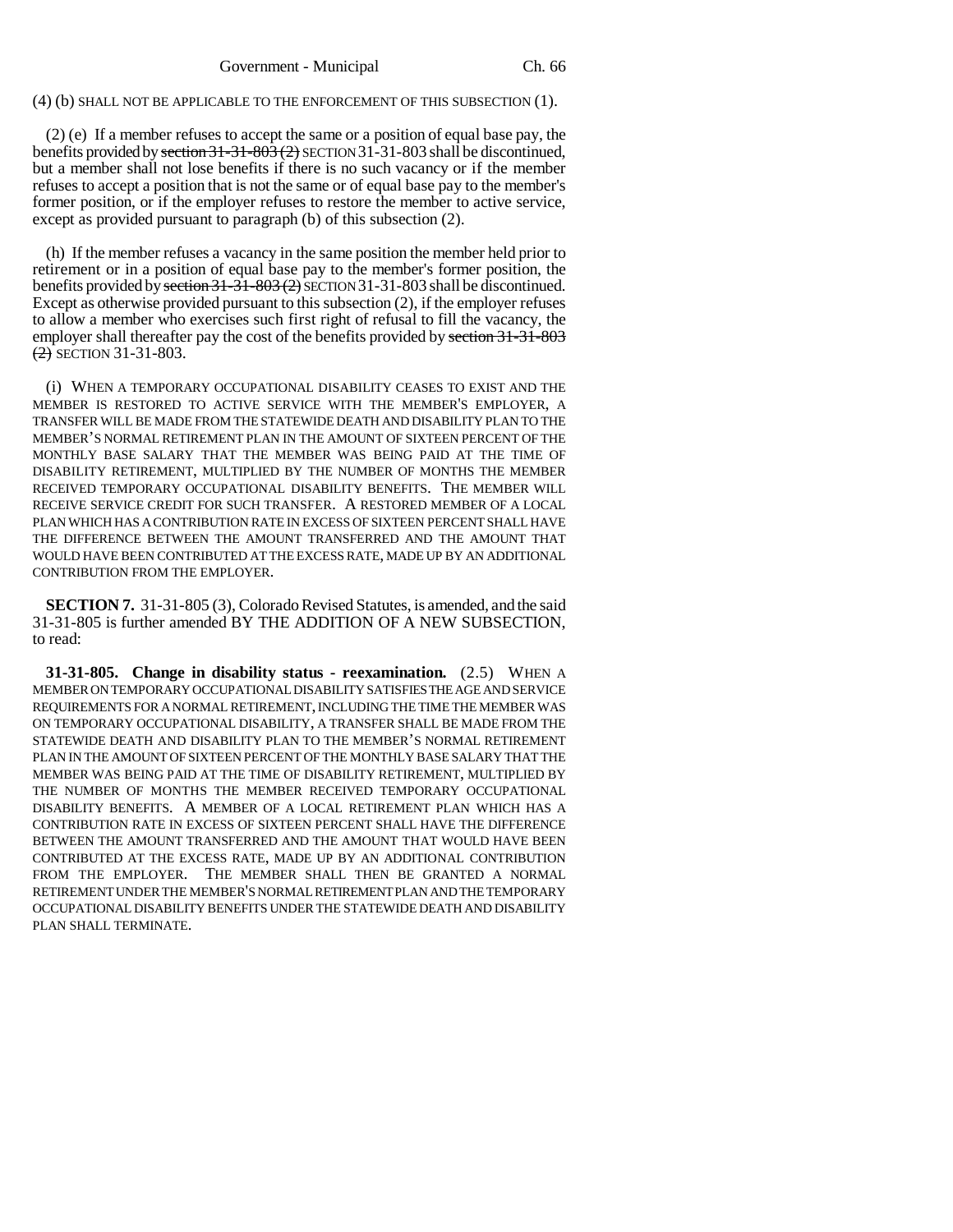(4) (b) SHALL NOT BE APPLICABLE TO THE ENFORCEMENT OF THIS SUBSECTION (1).

(2) (e) If a member refuses to accept the same or a position of equal base pay, the benefits provided by ~~section 31-31-803 (2)~~ SECTION 31-31-803 shall be discontinued, but a member shall not lose benefits if there is no such vacancy or if the member refuses to accept a position that is not the same or of equal base pay to the member's former position, or if the employer refuses to restore the member to active service, except as provided pursuant to paragraph (b) of this subsection (2).

(h) If the member refuses a vacancy in the same position the member held prior to retirement or in a position of equal base pay to the member's former position, the benefits provided by ~~section 31-31-803 (2)~~ SECTION 31-31-803 shall be discontinued. Except as otherwise provided pursuant to this subsection (2), if the employer refuses to allow a member who exercises such first right of refusal to fill the vacancy, the employer shall thereafter pay the cost of the benefits provided by ~~section 31-31-803 (2)~~ SECTION 31-31-803.

(i) WHEN A TEMPORARY OCCUPATIONAL DISABILITY CEASES TO EXIST AND THE MEMBER IS RESTORED TO ACTIVE SERVICE WITH THE MEMBER'S EMPLOYER, A TRANSFER WILL BE MADE FROM THE STATEWIDE DEATH AND DISABILITY PLAN TO THE MEMBER'S NORMAL RETIREMENT PLAN IN THE AMOUNT OF SIXTEEN PERCENT OF THE MONTHLY BASE SALARY THAT THE MEMBER WAS BEING PAID AT THE TIME OF DISABILITY RETIREMENT, MULTIPLIED BY THE NUMBER OF MONTHS THE MEMBER RECEIVED TEMPORARY OCCUPATIONAL DISABILITY BENEFITS. THE MEMBER WILL RECEIVE SERVICE CREDIT FOR SUCH TRANSFER. A RESTORED MEMBER OF A LOCAL PLAN WHICH HAS A CONTRIBUTION RATE IN EXCESS OF SIXTEEN PERCENT SHALL HAVE THE DIFFERENCE BETWEEN THE AMOUNT TRANSFERRED AND THE AMOUNT THAT WOULD HAVE BEEN CONTRIBUTED AT THE EXCESS RATE, MADE UP BY AN ADDITIONAL CONTRIBUTION FROM THE EMPLOYER.

**SECTION 7.** 31-31-805 (3), Colorado Revised Statutes, is amended, and the said 31-31-805 is further amended BY THE ADDITION OF A NEW SUBSECTION, to read:

**31-31-805. Change in disability status - reexamination.** (2.5) WHEN A MEMBER ON TEMPORARY OCCUPATIONAL DISABILITY SATISFIES THE AGE AND SERVICE REQUIREMENTS FOR A NORMAL RETIREMENT, INCLUDING THE TIME THE MEMBER WAS ON TEMPORARY OCCUPATIONAL DISABILITY, A TRANSFER SHALL BE MADE FROM THE STATEWIDE DEATH AND DISABILITY PLAN TO THE MEMBER'S NORMAL RETIREMENT PLAN IN THE AMOUNT OF SIXTEEN PERCENT OF THE MONTHLY BASE SALARY THAT THE MEMBER WAS BEING PAID AT THE TIME OF DISABILITY RETIREMENT, MULTIPLIED BY THE NUMBER OF MONTHS THE MEMBER RECEIVED TEMPORARY OCCUPATIONAL DISABILITY BENEFITS. A MEMBER OF A LOCAL RETIREMENT PLAN WHICH HAS A CONTRIBUTION RATE IN EXCESS OF SIXTEEN PERCENT SHALL HAVE THE DIFFERENCE BETWEEN THE AMOUNT TRANSFERRED AND THE AMOUNT THAT WOULD HAVE BEEN CONTRIBUTED AT THE EXCESS RATE, MADE UP BY AN ADDITIONAL CONTRIBUTION FROM THE EMPLOYER. THE MEMBER SHALL THEN BE GRANTED A NORMAL RETIREMENT UNDER THE MEMBER'S NORMAL RETIREMENT PLAN AND THE TEMPORARY OCCUPATIONAL DISABILITY BENEFITS UNDER THE STATEWIDE DEATH AND DISABILITY PLAN SHALL TERMINATE.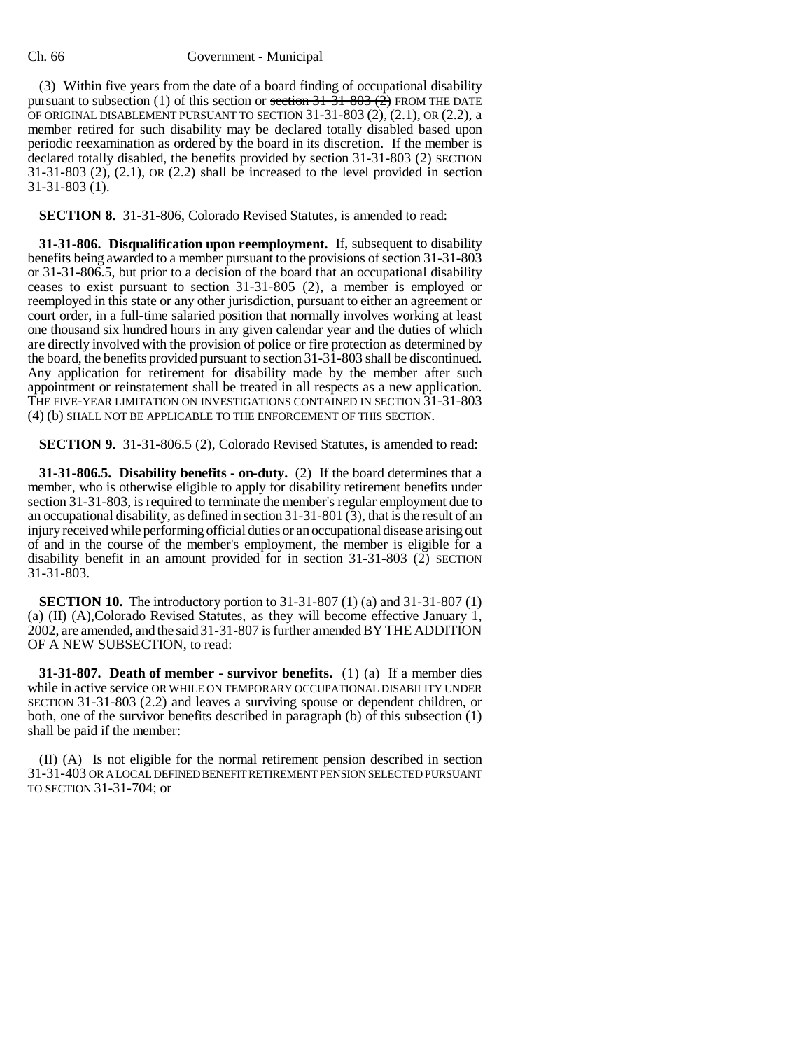(3) Within five years from the date of a board finding of occupational disability pursuant to subsection (1) of this section or ~~section 31-31-803 (2)~~ FROM THE DATE OF ORIGINAL DISABLEMENT PURSUANT TO SECTION 31-31-803 (2), (2.1), OR (2.2), a member retired for such disability may be declared totally disabled based upon periodic reexamination as ordered by the board in its discretion. If the member is declared totally disabled, the benefits provided by ~~section 31-31-803 (2)~~ SECTION 31-31-803 (2), (2.1), OR (2.2) shall be increased to the level provided in section 31-31-803 (1).

**SECTION 8.** 31-31-806, Colorado Revised Statutes, is amended to read:

**31-31-806. Disqualification upon reemployment.** If, subsequent to disability benefits being awarded to a member pursuant to the provisions of section 31-31-803 or 31-31-806.5, but prior to a decision of the board that an occupational disability ceases to exist pursuant to section 31-31-805 (2), a member is employed or reemployed in this state or any other jurisdiction, pursuant to either an agreement or court order, in a full-time salaried position that normally involves working at least one thousand six hundred hours in any given calendar year and the duties of which are directly involved with the provision of police or fire protection as determined by the board, the benefits provided pursuant to section 31-31-803 shall be discontinued. Any application for retirement for disability made by the member after such appointment or reinstatement shall be treated in all respects as a new application. THE FIVE-YEAR LIMITATION ON INVESTIGATIONS CONTAINED IN SECTION 31-31-803 (4) (b) SHALL NOT BE APPLICABLE TO THE ENFORCEMENT OF THIS SECTION.

**SECTION 9.** 31-31-806.5 (2), Colorado Revised Statutes, is amended to read:

**31-31-806.5. Disability benefits - on-duty.** (2) If the board determines that a member, who is otherwise eligible to apply for disability retirement benefits under section 31-31-803, is required to terminate the member's regular employment due to an occupational disability, as defined in section 31-31-801 (3), that is the result of an injury received while performing official duties or an occupational disease arising out of and in the course of the member's employment, the member is eligible for a disability benefit in an amount provided for in ~~section 31-31-803 (2)~~ SECTION 31-31-803.

**SECTION 10.** The introductory portion to 31-31-807 (1) (a) and 31-31-807 (1) (a) (II) (A), Colorado Revised Statutes, as they will become effective January 1, 2002, are amended, and the said 31-31-807 is further amended BY THE ADDITION OF A NEW SUBSECTION, to read:

**31-31-807. Death of member - survivor benefits.** (1) (a) If a member dies while in active service OR WHILE ON TEMPORARY OCCUPATIONAL DISABILITY UNDER SECTION 31-31-803 (2.2) and leaves a surviving spouse or dependent children, or both, one of the survivor benefits described in paragraph (b) of this subsection (1) shall be paid if the member:

(II) (A) Is not eligible for the normal retirement pension described in section 31-31-403 OR A LOCAL DEFINED BENEFIT RETIREMENT PENSION SELECTED PURSUANT TO SECTION 31-31-704; or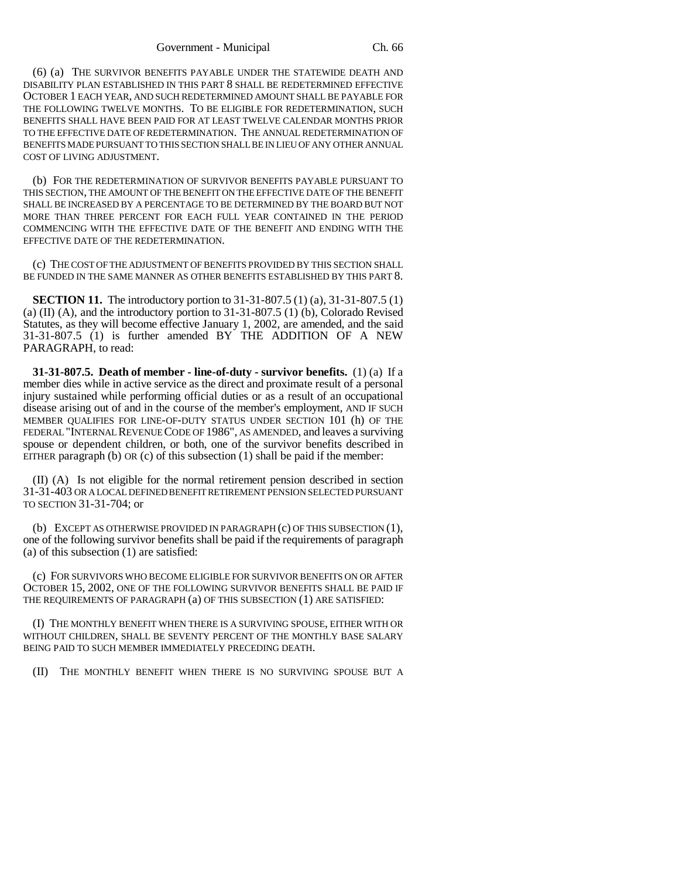(6) (a) THE SURVIVOR BENEFITS PAYABLE UNDER THE STATEWIDE DEATH AND DISABILITY PLAN ESTABLISHED IN THIS PART 8 SHALL BE REDETERMINED EFFECTIVE OCTOBER 1 EACH YEAR, AND SUCH REDETERMINED AMOUNT SHALL BE PAYABLE FOR THE FOLLOWING TWELVE MONTHS. TO BE ELIGIBLE FOR REDETERMINATION, SUCH BENEFITS SHALL HAVE BEEN PAID FOR AT LEAST TWELVE CALENDAR MONTHS PRIOR TO THE EFFECTIVE DATE OF REDETERMINATION. THE ANNUAL REDETERMINATION OF BENEFITS MADE PURSUANT TO THIS SECTION SHALL BE IN LIEU OF ANY OTHER ANNUAL COST OF LIVING ADJUSTMENT.

(b) FOR THE REDETERMINATION OF SURVIVOR BENEFITS PAYABLE PURSUANT TO THIS SECTION, THE AMOUNT OF THE BENEFIT ON THE EFFECTIVE DATE OF THE BENEFIT SHALL BE INCREASED BY A PERCENTAGE TO BE DETERMINED BY THE BOARD BUT NOT MORE THAN THREE PERCENT FOR EACH FULL YEAR CONTAINED IN THE PERIOD COMMENCING WITH THE EFFECTIVE DATE OF THE BENEFIT AND ENDING WITH THE EFFECTIVE DATE OF THE REDETERMINATION.

(c) THE COST OF THE ADJUSTMENT OF BENEFITS PROVIDED BY THIS SECTION SHALL BE FUNDED IN THE SAME MANNER AS OTHER BENEFITS ESTABLISHED BY THIS PART 8.

**SECTION 11.** The introductory portion to 31-31-807.5 (1) (a), 31-31-807.5 (1) (a) (II) (A), and the introductory portion to 31-31-807.5 (1) (b), Colorado Revised Statutes, as they will become effective January 1, 2002, are amended, and the said 31-31-807.5 (1) is further amended BY THE ADDITION OF A NEW PARAGRAPH, to read:

**31-31-807.5. Death of member - line-of-duty - survivor benefits.** (1) (a) If a member dies while in active service as the direct and proximate result of a personal injury sustained while performing official duties or as a result of an occupational disease arising out of and in the course of the member's employment, AND IF SUCH MEMBER QUALIFIES FOR LINE-OF-DUTY STATUS UNDER SECTION 101 (h) OF THE FEDERAL "INTERNAL REVENUE CODE OF 1986", AS AMENDED, and leaves a surviving spouse or dependent children, or both, one of the survivor benefits described in EITHER paragraph (b) OR (c) of this subsection (1) shall be paid if the member:

(II) (A) Is not eligible for the normal retirement pension described in section 31-31-403 OR A LOCAL DEFINED BENEFIT RETIREMENT PENSION SELECTED PURSUANT TO SECTION 31-31-704; or

(b) EXCEPT AS OTHERWISE PROVIDED IN PARAGRAPH (c) OF THIS SUBSECTION (1), one of the following survivor benefits shall be paid if the requirements of paragraph (a) of this subsection (1) are satisfied:

(c) FOR SURVIVORS WHO BECOME ELIGIBLE FOR SURVIVOR BENEFITS ON OR AFTER OCTOBER 15, 2002, ONE OF THE FOLLOWING SURVIVOR BENEFITS SHALL BE PAID IF THE REQUIREMENTS OF PARAGRAPH (a) OF THIS SUBSECTION (1) ARE SATISFIED:

(I) THE MONTHLY BENEFIT WHEN THERE IS A SURVIVING SPOUSE, EITHER WITH OR WITHOUT CHILDREN, SHALL BE SEVENTY PERCENT OF THE MONTHLY BASE SALARY BEING PAID TO SUCH MEMBER IMMEDIATELY PRECEDING DEATH.

(II) THE MONTHLY BENEFIT WHEN THERE IS NO SURVIVING SPOUSE BUT A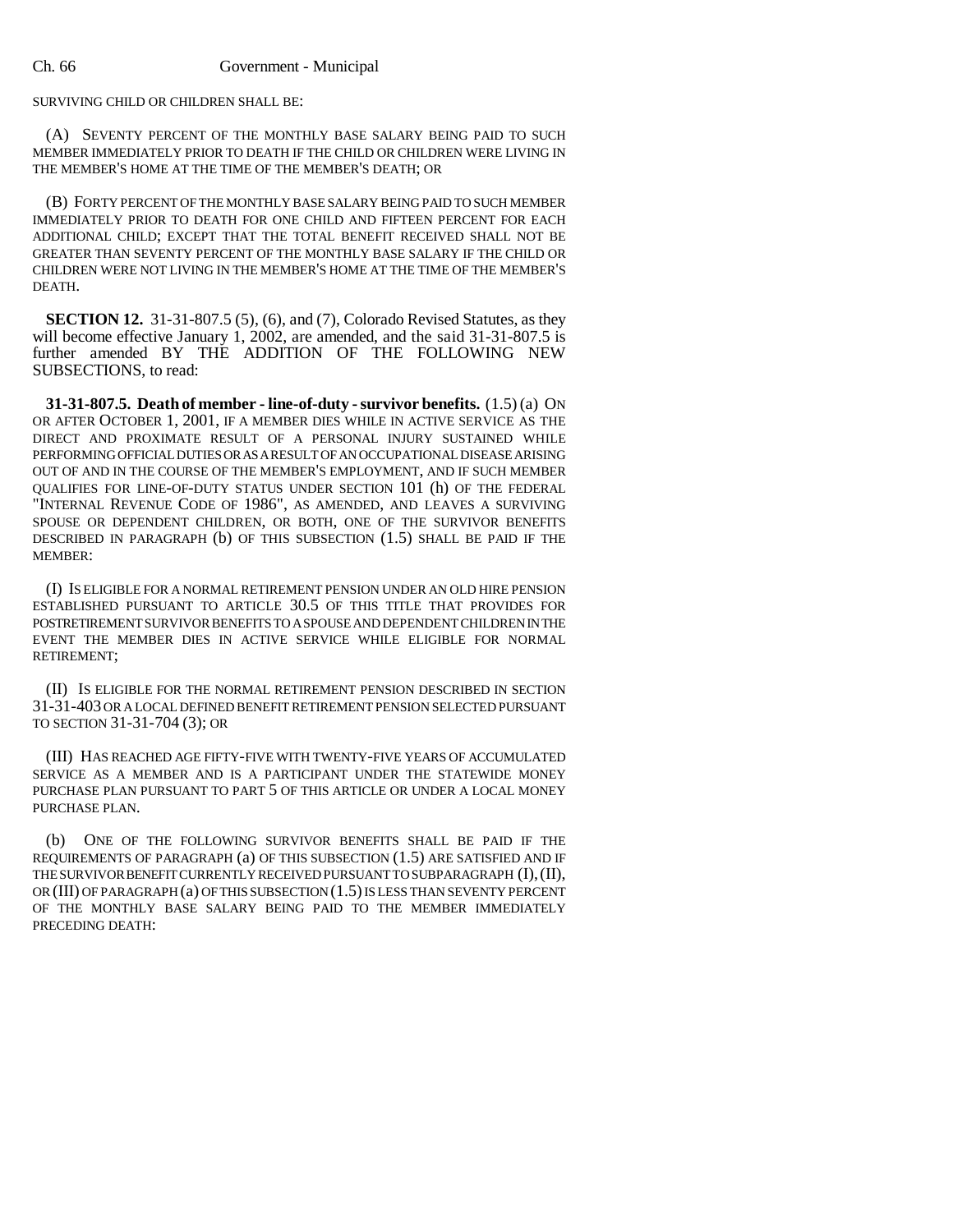SURVIVING CHILD OR CHILDREN SHALL BE:

(A) SEVENTY PERCENT OF THE MONTHLY BASE SALARY BEING PAID TO SUCH MEMBER IMMEDIATELY PRIOR TO DEATH IF THE CHILD OR CHILDREN WERE LIVING IN THE MEMBER'S HOME AT THE TIME OF THE MEMBER'S DEATH; OR

(B) FORTY PERCENT OF THE MONTHLY BASE SALARY BEING PAID TO SUCH MEMBER IMMEDIATELY PRIOR TO DEATH FOR ONE CHILD AND FIFTEEN PERCENT FOR EACH ADDITIONAL CHILD; EXCEPT THAT THE TOTAL BENEFIT RECEIVED SHALL NOT BE GREATER THAN SEVENTY PERCENT OF THE MONTHLY BASE SALARY IF THE CHILD OR CHILDREN WERE NOT LIVING IN THE MEMBER'S HOME AT THE TIME OF THE MEMBER'S DEATH.

**SECTION 12.** 31-31-807.5 (5), (6), and (7), Colorado Revised Statutes, as they will become effective January 1, 2002, are amended, and the said 31-31-807.5 is further amended BY THE ADDITION OF THE FOLLOWING NEW SUBSECTIONS, to read:

**31-31-807.5. Death of member - line-of-duty - survivor benefits.** (1.5) (a) ON OR AFTER OCTOBER 1, 2001, IF A MEMBER DIES WHILE IN ACTIVE SERVICE AS THE DIRECT AND PROXIMATE RESULT OF A PERSONAL INJURY SUSTAINED WHILE PERFORMING OFFICIAL DUTIES OR AS A RESULT OF AN OCCUPATIONAL DISEASE ARISING OUT OF AND IN THE COURSE OF THE MEMBER'S EMPLOYMENT, AND IF SUCH MEMBER QUALIFIES FOR LINE-OF-DUTY STATUS UNDER SECTION 101 (h) OF THE FEDERAL "INTERNAL REVENUE CODE OF 1986", AS AMENDED, AND LEAVES A SURVIVING SPOUSE OR DEPENDENT CHILDREN, OR BOTH, ONE OF THE SURVIVOR BENEFITS DESCRIBED IN PARAGRAPH (b) OF THIS SUBSECTION (1.5) SHALL BE PAID IF THE MEMBER:

(I) IS ELIGIBLE FOR A NORMAL RETIREMENT PENSION UNDER AN OLD HIRE PENSION ESTABLISHED PURSUANT TO ARTICLE 30.5 OF THIS TITLE THAT PROVIDES FOR POSTRETIREMENT SURVIVOR BENEFITS TO A SPOUSE AND DEPENDENT CHILDREN IN THE EVENT THE MEMBER DIES IN ACTIVE SERVICE WHILE ELIGIBLE FOR NORMAL RETIREMENT;

(II) IS ELIGIBLE FOR THE NORMAL RETIREMENT PENSION DESCRIBED IN SECTION 31-31-403 OR A LOCAL DEFINED BENEFIT RETIREMENT PENSION SELECTED PURSUANT TO SECTION 31-31-704 (3); OR

(III) HAS REACHED AGE FIFTY-FIVE WITH TWENTY-FIVE YEARS OF ACCUMULATED SERVICE AS A MEMBER AND IS A PARTICIPANT UNDER THE STATEWIDE MONEY PURCHASE PLAN PURSUANT TO PART 5 OF THIS ARTICLE OR UNDER A LOCAL MONEY PURCHASE PLAN.

(b) ONE OF THE FOLLOWING SURVIVOR BENEFITS SHALL BE PAID IF THE REQUIREMENTS OF PARAGRAPH (a) OF THIS SUBSECTION (1.5) ARE SATISFIED AND IF THE SURVIVOR BENEFIT CURRENTLY RECEIVED PURSUANT TO SUBPARAGRAPH (I), (II), OR (III) OF PARAGRAPH (a) OF THIS SUBSECTION (1.5) IS LESS THAN SEVENTY PERCENT OF THE MONTHLY BASE SALARY BEING PAID TO THE MEMBER IMMEDIATELY PRECEDING DEATH: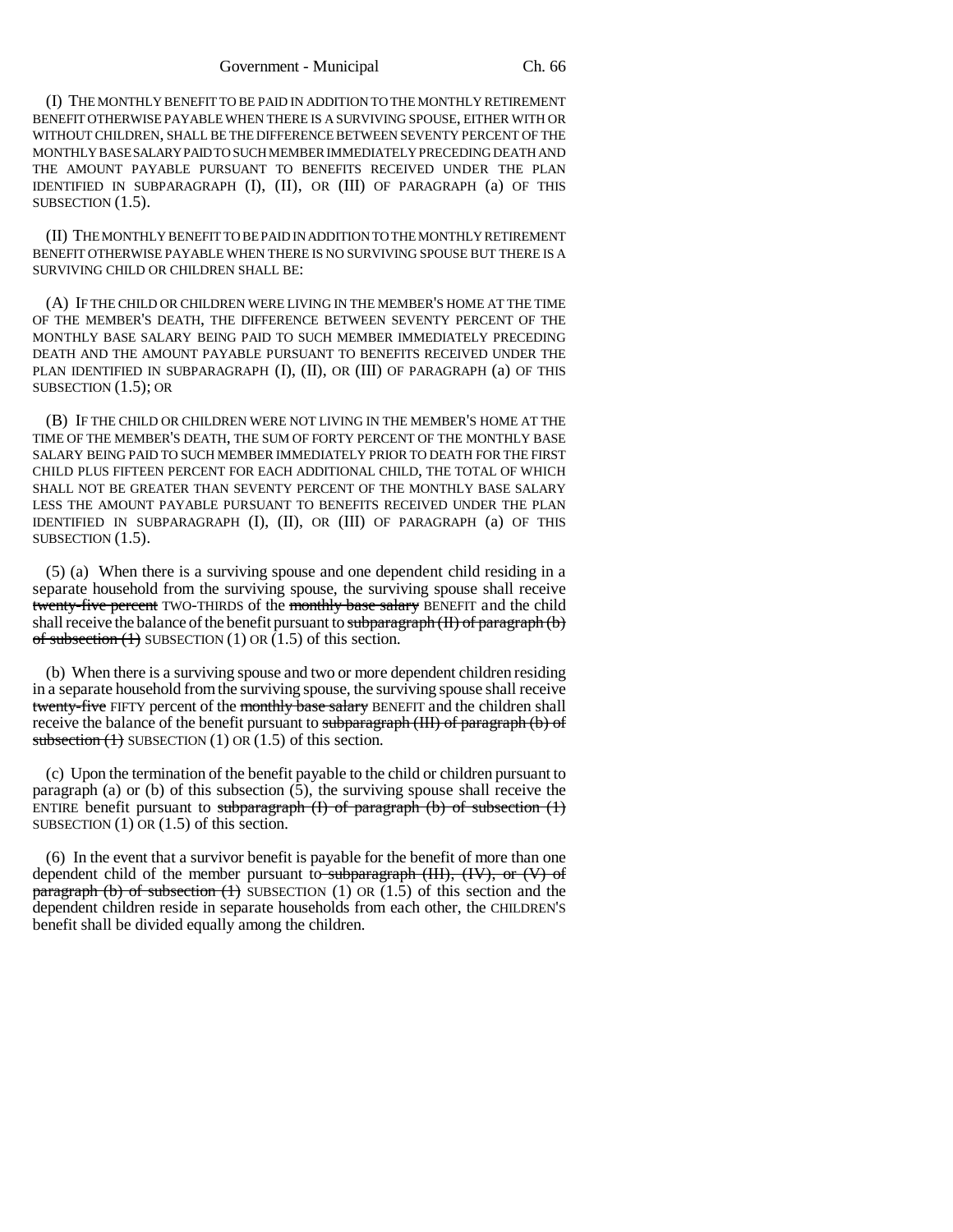(I) THE MONTHLY BENEFIT TO BE PAID IN ADDITION TO THE MONTHLY RETIREMENT BENEFIT OTHERWISE PAYABLE WHEN THERE IS A SURVIVING SPOUSE, EITHER WITH OR WITHOUT CHILDREN, SHALL BE THE DIFFERENCE BETWEEN SEVENTY PERCENT OF THE MONTHLY BASE SALARY PAID TO SUCH MEMBER IMMEDIATELY PRECEDING DEATH AND THE AMOUNT PAYABLE PURSUANT TO BENEFITS RECEIVED UNDER THE PLAN IDENTIFIED IN SUBPARAGRAPH (I), (II), OR (III) OF PARAGRAPH (a) OF THIS SUBSECTION (1.5).

(II) THE MONTHLY BENEFIT TO BE PAID IN ADDITION TO THE MONTHLY RETIREMENT BENEFIT OTHERWISE PAYABLE WHEN THERE IS NO SURVIVING SPOUSE BUT THERE IS A SURVIVING CHILD OR CHILDREN SHALL BE:

(A) IF THE CHILD OR CHILDREN WERE LIVING IN THE MEMBER'S HOME AT THE TIME OF THE MEMBER'S DEATH, THE DIFFERENCE BETWEEN SEVENTY PERCENT OF THE MONTHLY BASE SALARY BEING PAID TO SUCH MEMBER IMMEDIATELY PRECEDING DEATH AND THE AMOUNT PAYABLE PURSUANT TO BENEFITS RECEIVED UNDER THE PLAN IDENTIFIED IN SUBPARAGRAPH (I), (II), OR (III) OF PARAGRAPH (a) OF THIS SUBSECTION (1.5); OR

(B) IF THE CHILD OR CHILDREN WERE NOT LIVING IN THE MEMBER'S HOME AT THE TIME OF THE MEMBER'S DEATH, THE SUM OF FORTY PERCENT OF THE MONTHLY BASE SALARY BEING PAID TO SUCH MEMBER IMMEDIATELY PRIOR TO DEATH FOR THE FIRST CHILD PLUS FIFTEEN PERCENT FOR EACH ADDITIONAL CHILD, THE TOTAL OF WHICH SHALL NOT BE GREATER THAN SEVENTY PERCENT OF THE MONTHLY BASE SALARY LESS THE AMOUNT PAYABLE PURSUANT TO BENEFITS RECEIVED UNDER THE PLAN IDENTIFIED IN SUBPARAGRAPH (I), (II), OR (III) OF PARAGRAPH (a) OF THIS SUBSECTION (1.5).

(5) (a) When there is a surviving spouse and one dependent child residing in a separate household from the surviving spouse, the surviving spouse shall receive ~~twenty-five percent~~ TWO-THIRDS of the ~~monthly base salary~~ BENEFIT and the child shall receive the balance of the benefit pursuant to ~~subparagraph (II) of paragraph (b) of subsection (1)~~ SUBSECTION (1) OR (1.5) of this section.

(b) When there is a surviving spouse and two or more dependent children residing in a separate household from the surviving spouse, the surviving spouse shall receive ~~twenty-five~~ FIFTY percent of the ~~monthly base salary~~ BENEFIT and the children shall receive the balance of the benefit pursuant to ~~subparagraph (III) of paragraph (b) of subsection (1)~~ SUBSECTION (1) OR (1.5) of this section.

(c) Upon the termination of the benefit payable to the child or children pursuant to paragraph (a) or (b) of this subsection (5), the surviving spouse shall receive the ENTIRE benefit pursuant to ~~subparagraph (I) of paragraph (b) of subsection (1)~~ SUBSECTION (1) OR (1.5) of this section.

(6) In the event that a survivor benefit is payable for the benefit of more than one dependent child of the member pursuant to ~~subparagraph (III), (IV), or (V) of paragraph (b) of subsection (1)~~ SUBSECTION (1) OR (1.5) of this section and the dependent children reside in separate households from each other, the CHILDREN'S benefit shall be divided equally among the children.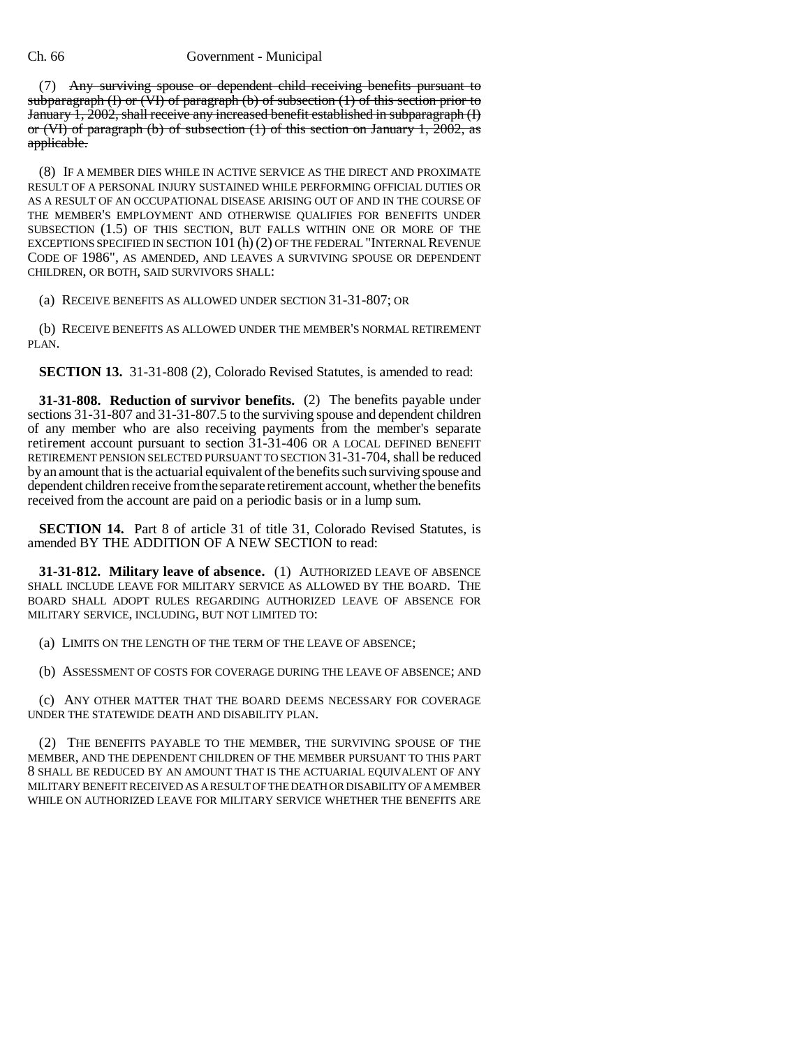(7) ~~Any surviving spouse or dependent child receiving benefits pursuant to subparagraph (I) or (VI) of paragraph (b) of subsection (1) of this section prior to January 1, 2002, shall receive any increased benefit established in subparagraph (I) or (VI) of paragraph (b) of subsection (1) of this section on January 1, 2002, as applicable.~~

(8) IF A MEMBER DIES WHILE IN ACTIVE SERVICE AS THE DIRECT AND PROXIMATE RESULT OF A PERSONAL INJURY SUSTAINED WHILE PERFORMING OFFICIAL DUTIES OR AS A RESULT OF AN OCCUPATIONAL DISEASE ARISING OUT OF AND IN THE COURSE OF THE MEMBER'S EMPLOYMENT AND OTHERWISE QUALIFIES FOR BENEFITS UNDER SUBSECTION (1.5) OF THIS SECTION, BUT FALLS WITHIN ONE OR MORE OF THE EXCEPTIONS SPECIFIED IN SECTION 101 (h) (2) OF THE FEDERAL "INTERNAL REVENUE CODE OF 1986", AS AMENDED, AND LEAVES A SURVIVING SPOUSE OR DEPENDENT CHILDREN, OR BOTH, SAID SURVIVORS SHALL:

(a) RECEIVE BENEFITS AS ALLOWED UNDER SECTION 31-31-807; OR

(b) RECEIVE BENEFITS AS ALLOWED UNDER THE MEMBER'S NORMAL RETIREMENT PLAN.

**SECTION 13.** 31-31-808 (2), Colorado Revised Statutes, is amended to read:

**31-31-808. Reduction of survivor benefits.** (2) The benefits payable under sections 31-31-807 and 31-31-807.5 to the surviving spouse and dependent children of any member who are also receiving payments from the member's separate retirement account pursuant to section 31-31-406 OR A LOCAL DEFINED BENEFIT RETIREMENT PENSION SELECTED PURSUANT TO SECTION 31-31-704, shall be reduced by an amount that is the actuarial equivalent of the benefits such surviving spouse and dependent children receive from the separate retirement account, whether the benefits received from the account are paid on a periodic basis or in a lump sum.

**SECTION 14.** Part 8 of article 31 of title 31, Colorado Revised Statutes, is amended BY THE ADDITION OF A NEW SECTION to read:

**31-31-812. Military leave of absence.** (1) AUTHORIZED LEAVE OF ABSENCE SHALL INCLUDE LEAVE FOR MILITARY SERVICE AS ALLOWED BY THE BOARD. THE BOARD SHALL ADOPT RULES REGARDING AUTHORIZED LEAVE OF ABSENCE FOR MILITARY SERVICE, INCLUDING, BUT NOT LIMITED TO:

(a) LIMITS ON THE LENGTH OF THE TERM OF THE LEAVE OF ABSENCE;

(b) ASSESSMENT OF COSTS FOR COVERAGE DURING THE LEAVE OF ABSENCE; AND

(c) ANY OTHER MATTER THAT THE BOARD DEEMS NECESSARY FOR COVERAGE UNDER THE STATEWIDE DEATH AND DISABILITY PLAN.

(2) THE BENEFITS PAYABLE TO THE MEMBER, THE SURVIVING SPOUSE OF THE MEMBER, AND THE DEPENDENT CHILDREN OF THE MEMBER PURSUANT TO THIS PART 8 SHALL BE REDUCED BY AN AMOUNT THAT IS THE ACTUARIAL EQUIVALENT OF ANY MILITARY BENEFIT RECEIVED AS A RESULT OF THE DEATH OR DISABILITY OF A MEMBER WHILE ON AUTHORIZED LEAVE FOR MILITARY SERVICE WHETHER THE BENEFITS ARE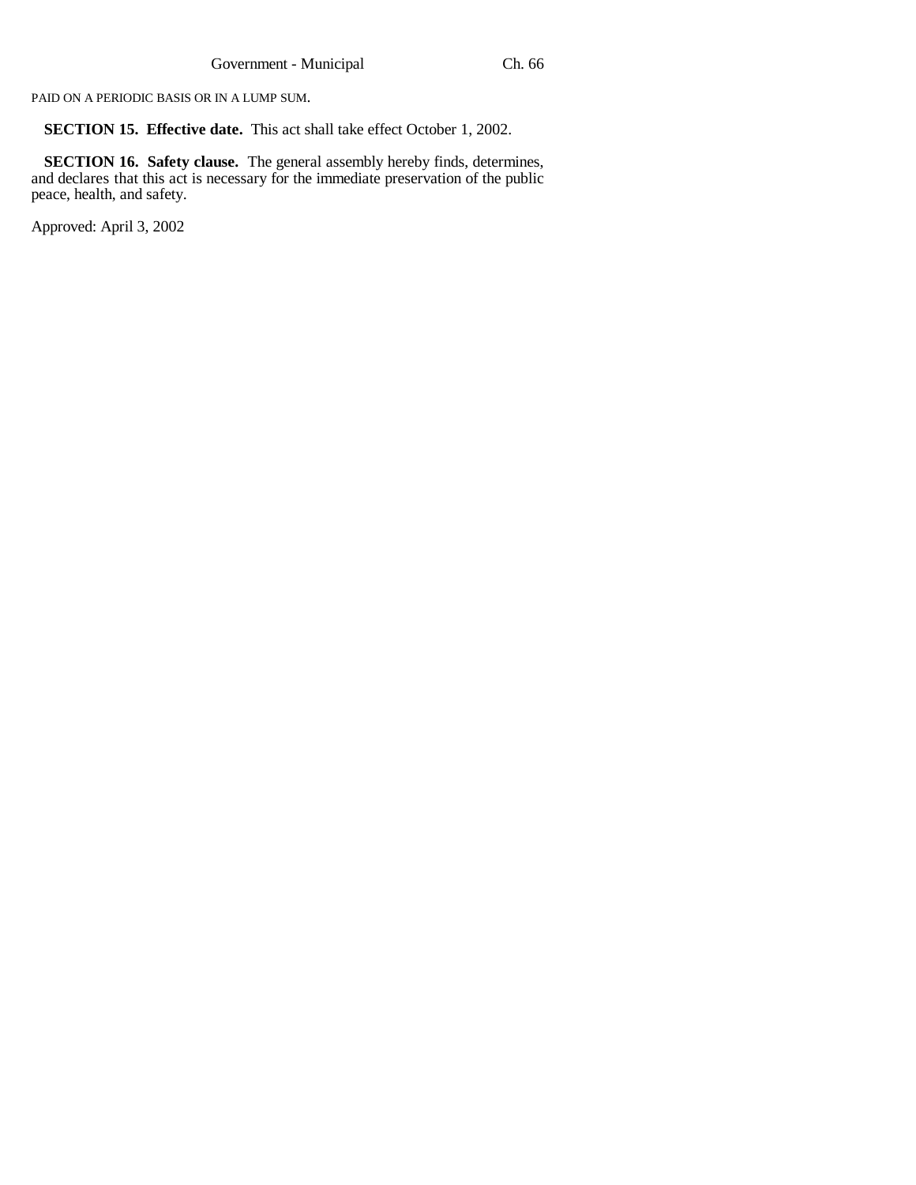PAID ON A PERIODIC BASIS OR IN A LUMP SUM.

**SECTION 15. Effective date.** This act shall take effect October 1, 2002.

**SECTION 16. Safety clause.** The general assembly hereby finds, determines, and declares that this act is necessary for the immediate preservation of the public peace, health, and safety.

Approved: April 3, 2002